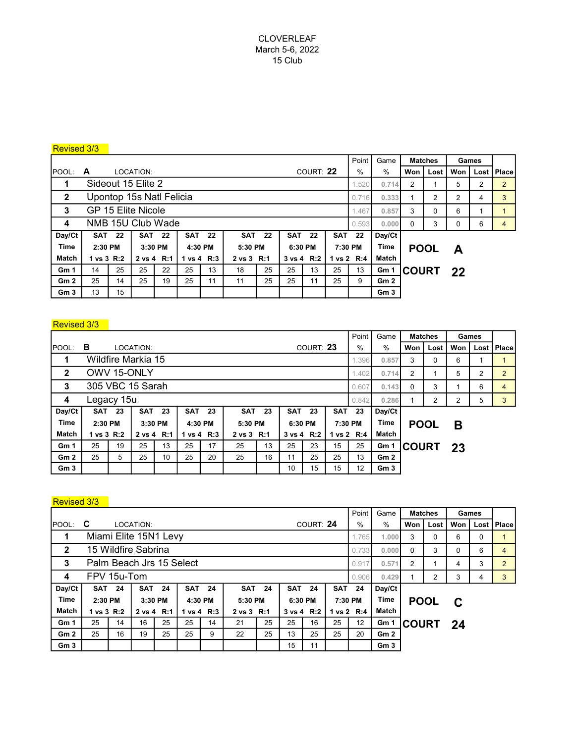CLOVERLEAF

March 5-6, 2022

15 Club

Revised 3/3

| POOL: A | LOCATION: | COURT: 22 | Point % | Game % | Matches Won | Matches Lost | Games Won | Games Lost | Place |
|---|---|---|---|---|---|---|---|---|---|
| 1 | Sideout 15 Elite 2 | | 1.520 | 0.714 | 2 | 1 | 5 | 2 | 2 |
| 2 | Upontop 15s Natl Felicia | | 0.716 | 0.333 | 1 | 2 | 2 | 4 | 3 |
| 3 | GP 15 Elite Nicole | | 1.467 | 0.857 | 3 | 0 | 6 | 1 | 1 |
| 4 | NMB 15U Club Wade | | 0.593 | 0.000 | 0 | 3 | 0 | 6 | 4 |

| Day/Ct | SAT 22 | | SAT 22 | | SAT 22 | | SAT 22 | | SAT 22 | | SAT 22 | | Day/Ct |
|---|---|---|---|---|---|---|---|---|---|---|---|---|---|
| Time | 2:30 PM | | 3:30 PM | | 4:30 PM | | 5:30 PM | | 6:30 PM | | 7:30 PM | | Time |
| Match | 1 vs 3 R:2 | | 2 vs 4 R:1 | | 1 vs 4 R:3 | | 2 vs 3 R:1 | | 3 vs 4 R:2 | | 1 vs 2 R:4 | | Match |
| Gm 1 | 14 | 25 | 25 | 22 | 25 | 13 | 18 | 25 | 25 | 13 | 25 | 13 | Gm 1 |
| Gm 2 | 25 | 14 | 25 | 19 | 25 | 11 | 11 | 25 | 25 | 11 | 25 | 9 | Gm 2 |
| Gm 3 | 13 | 15 | | | | | | | | | | | Gm 3 |

POOL A

COURT 22

Revised 3/3

| POOL: B | LOCATION: | COURT: 23 | Point % | Game % | Matches Won | Matches Lost | Games Won | Games Lost | Place |
|---|---|---|---|---|---|---|---|---|---|
| 1 | Wildfire Markia 15 | | 1.396 | 0.857 | 3 | 0 | 6 | 1 | 1 |
| 2 | OWV 15-ONLY | | 1.402 | 0.714 | 2 | 1 | 5 | 2 | 2 |
| 3 | 305 VBC 15 Sarah | | 0.607 | 0.143 | 0 | 3 | 1 | 6 | 4 |
| 4 | Legacy 15u | | 0.842 | 0.286 | 1 | 2 | 2 | 5 | 3 |

| Day/Ct | SAT 23 | | SAT 23 | | SAT 23 | | SAT 23 | | SAT 23 | | SAT 23 | | Day/Ct |
|---|---|---|---|---|---|---|---|---|---|---|---|---|---|
| Time | 2:30 PM | | 3:30 PM | | 4:30 PM | | 5:30 PM | | 6:30 PM | | 7:30 PM | | Time |
| Match | 1 vs 3 R:2 | | 2 vs 4 R:1 | | 1 vs 4 R:3 | | 2 vs 3 R:1 | | 3 vs 4 R:2 | | 1 vs 2 R:4 | | Match |
| Gm 1 | 25 | 19 | 25 | 13 | 25 | 17 | 25 | 13 | 25 | 23 | 15 | 25 | Gm 1 |
| Gm 2 | 25 | 5 | 25 | 10 | 25 | 20 | 25 | 16 | 11 | 25 | 25 | 13 | Gm 2 |
| Gm 3 | | | | | | | | | 10 | 15 | 15 | 12 | Gm 3 |

POOL B

COURT 23

Revised 3/3

| POOL: C | LOCATION: | COURT: 24 | Point % | Game % | Matches Won | Matches Lost | Games Won | Games Lost | Place |
|---|---|---|---|---|---|---|---|---|---|
| 1 | Miami Elite 15N1 Levy | | 1.765 | 1.000 | 3 | 0 | 6 | 0 | 1 |
| 2 | 15 Wildfire Sabrina | | 0.733 | 0.000 | 0 | 3 | 0 | 6 | 4 |
| 3 | Palm Beach Jrs 15 Select | | 0.917 | 0.571 | 2 | 1 | 4 | 3 | 2 |
| 4 | FPV 15u-Tom | | 0.906 | 0.429 | 1 | 2 | 3 | 4 | 3 |

| Day/Ct | SAT 24 | | SAT 24 | | SAT 24 | | SAT 24 | | SAT 24 | | SAT 24 | | Day/Ct |
|---|---|---|---|---|---|---|---|---|---|---|---|---|---|
| Time | 2:30 PM | | 3:30 PM | | 4:30 PM | | 5:30 PM | | 6:30 PM | | 7:30 PM | | Time |
| Match | 1 vs 3 R:2 | | 2 vs 4 R:1 | | 1 vs 4 R:3 | | 2 vs 3 R:1 | | 3 vs 4 R:2 | | 1 vs 2 R:4 | | Match |
| Gm 1 | 25 | 14 | 16 | 25 | 25 | 14 | 21 | 25 | 25 | 16 | 25 | 12 | Gm 1 |
| Gm 2 | 25 | 16 | 19 | 25 | 25 | 9 | 22 | 25 | 13 | 25 | 25 | 20 | Gm 2 |
| Gm 3 | | | | | | | | | 15 | 11 | | | Gm 3 |

POOL C

COURT 24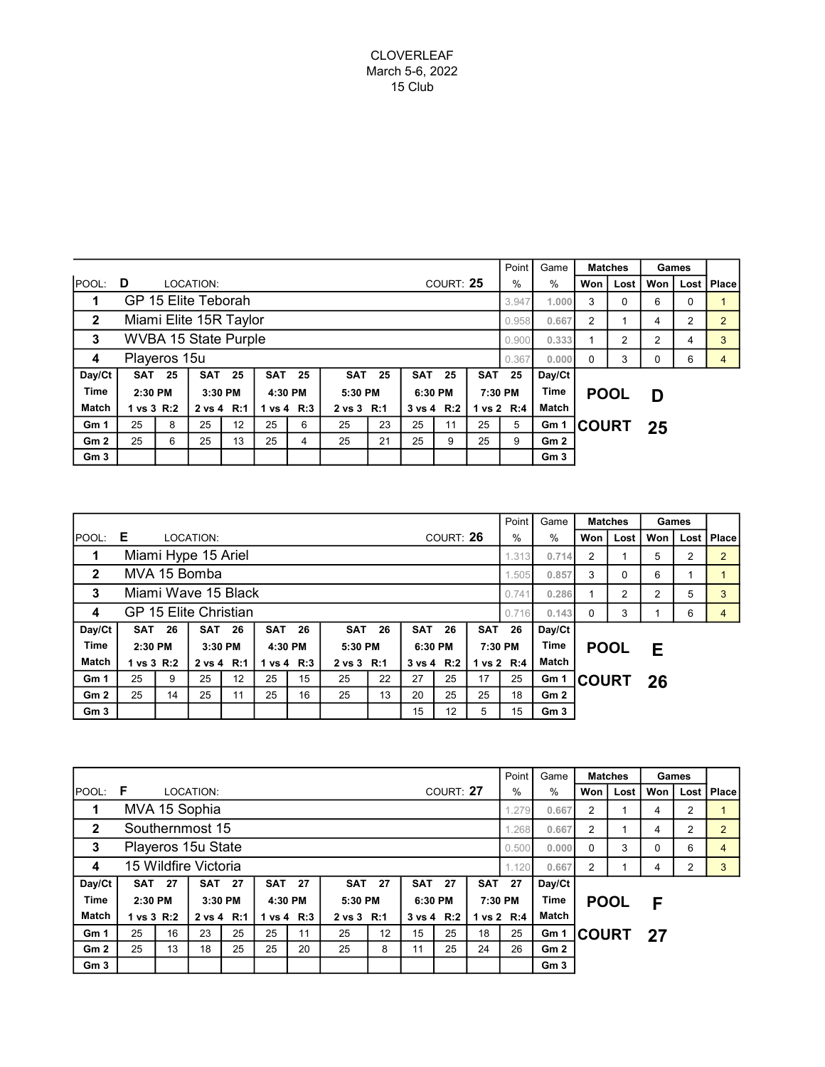CLOVERLEAF
March 5-6, 2022
15 Club

| POOL: D | LOCATION: | COURT: 25 | Point % | Game % | Matches Won | Matches Lost | Games Won | Games Lost | Place |
|---|---|---|---|---|---|---|---|---|---|
| 1 | GP 15 Elite Teborah | | 3.947 | 1.000 | 3 | 0 | 6 | 0 | 1 |
| 2 | Miami Elite 15R Taylor | | 0.958 | 0.667 | 2 | 1 | 4 | 2 | 2 |
| 3 | WVBA 15 State Purple | | 0.900 | 0.333 | 1 | 2 | 2 | 4 | 3 |
| 4 | Playeros 15u | | 0.367 | 0.000 | 0 | 3 | 0 | 6 | 4 |

| Day/Ct | SAT 25 | | SAT 25 | | SAT 25 | | SAT 25 | | SAT 25 | | SAT 25 | | Day/Ct |
|---|---|---|---|---|---|---|---|---|---|---|---|---|---|
| Time | 2:30 PM | | 3:30 PM | | 4:30 PM | | 5:30 PM | | 6:30 PM | | 7:30 PM | | Time |
| Match | 1 vs 3 R:2 | | 2 vs 4 R:1 | | 1 vs 4 R:3 | | 2 vs 3 R:1 | | 3 vs 4 R:2 | | 1 vs 2 R:4 | | Match |
| Gm 1 | 25 | 8 | 25 | 12 | 25 | 6 | 25 | 23 | 25 | 11 | 25 | 5 | Gm 1 |
| Gm 2 | 25 | 6 | 25 | 13 | 25 | 4 | 25 | 21 | 25 | 9 | 25 | 9 | Gm 2 |
| Gm 3 | | | | | | | | | | | | | Gm 3 |

**POOL D**
**COURT 25**

| POOL: E | LOCATION: | COURT: 26 | Point % | Game % | Matches Won | Matches Lost | Games Won | Games Lost | Place |
|---|---|---|---|---|---|---|---|---|---|
| 1 | Miami Hype 15 Ariel | | 1.313 | 0.714 | 2 | 1 | 5 | 2 | 2 |
| 2 | MVA 15 Bomba | | 1.505 | 0.857 | 3 | 0 | 6 | 1 | 1 |
| 3 | Miami Wave 15 Black | | 0.741 | 0.286 | 1 | 2 | 2 | 5 | 3 |
| 4 | GP 15 Elite Christian | | 0.716 | 0.143 | 0 | 3 | 1 | 6 | 4 |

| Day/Ct | SAT 26 | | SAT 26 | | SAT 26 | | SAT 26 | | SAT 26 | | SAT 26 | | Day/Ct |
|---|---|---|---|---|---|---|---|---|---|---|---|---|---|
| Time | 2:30 PM | | 3:30 PM | | 4:30 PM | | 5:30 PM | | 6:30 PM | | 7:30 PM | | Time |
| Match | 1 vs 3 R:2 | | 2 vs 4 R:1 | | 1 vs 4 R:3 | | 2 vs 3 R:1 | | 3 vs 4 R:2 | | 1 vs 2 R:4 | | Match |
| Gm 1 | 25 | 9 | 25 | 12 | 25 | 15 | 25 | 22 | 27 | 25 | 17 | 25 | Gm 1 |
| Gm 2 | 25 | 14 | 25 | 11 | 25 | 16 | 25 | 13 | 20 | 25 | 25 | 18 | Gm 2 |
| Gm 3 | | | | | | | | | 15 | 12 | 5 | 15 | Gm 3 |

**POOL E**
**COURT 26**

| POOL: F | LOCATION: | COURT: 27 | Point % | Game % | Matches Won | Matches Lost | Games Won | Games Lost | Place |
|---|---|---|---|---|---|---|---|---|---|
| 1 | MVA 15 Sophia | | 1.279 | 0.667 | 2 | 1 | 4 | 2 | 1 |
| 2 | Southernmost 15 | | 1.268 | 0.667 | 2 | 1 | 4 | 2 | 2 |
| 3 | Playeros 15u State | | 0.500 | 0.000 | 0 | 3 | 0 | 6 | 4 |
| 4 | 15 Wildfire Victoria | | 1.120 | 0.667 | 2 | 1 | 4 | 2 | 3 |

| Day/Ct | SAT 27 | | SAT 27 | | SAT 27 | | SAT 27 | | SAT 27 | | SAT 27 | | Day/Ct |
|---|---|---|---|---|---|---|---|---|---|---|---|---|---|
| Time | 2:30 PM | | 3:30 PM | | 4:30 PM | | 5:30 PM | | 6:30 PM | | 7:30 PM | | Time |
| Match | 1 vs 3 R:2 | | 2 vs 4 R:1 | | 1 vs 4 R:3 | | 2 vs 3 R:1 | | 3 vs 4 R:2 | | 1 vs 2 R:4 | | Match |
| Gm 1 | 25 | 16 | 23 | 25 | 25 | 11 | 25 | 12 | 15 | 25 | 18 | 25 | Gm 1 |
| Gm 2 | 25 | 13 | 18 | 25 | 25 | 20 | 25 | 8 | 11 | 25 | 24 | 26 | Gm 2 |
| Gm 3 | | | | | | | | | | | | | Gm 3 |

**POOL F**
**COURT 27**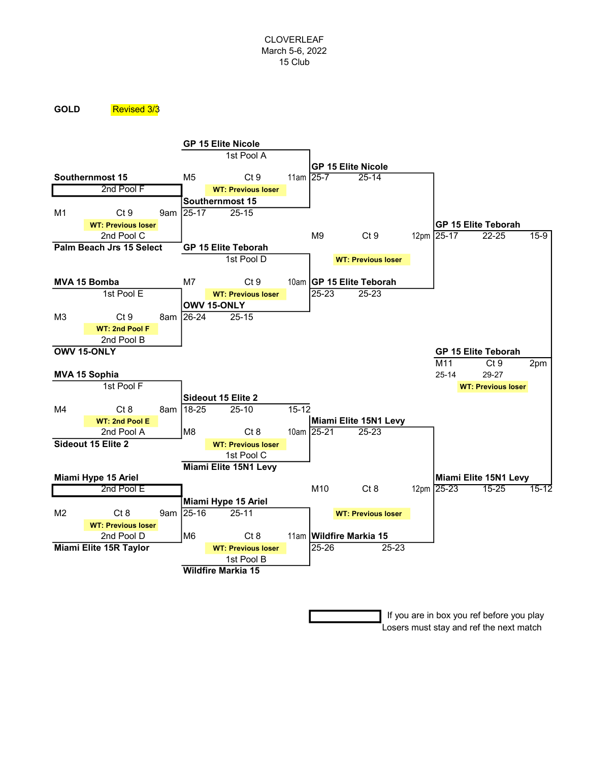CLOVERLEAF
March 5-6, 2022
15 Club

**GOLD** Revised 3/3

### First Round

| Match | Court | Time | Team 1 | Team 2 | Work Team | Scores |
|---|---|---|---|---|---|---|
| M1 | Ct 9 | 9am | Southernmost 15 (2nd Pool F) | Palm Beach Jrs 15 Select (2nd Pool C) | WT: Previous loser | 25-17, 25-15 |
| M3 | Ct 9 | 8am | MVA 15 Bomba (1st Pool E) | OWV 15-ONLY (2nd Pool B) | WT: 2nd Pool F | 26-24, 25-15 |
| M4 | Ct 8 | 8am | MVA 15 Sophia (1st Pool F) | Sideout 15 Elite 2 (2nd Pool A) | WT: 2nd Pool E | 18-25, 25-10, 15-12 |
| M2 | Ct 8 | 9am | Miami Hype 15 Ariel (2nd Pool E) | Miami Elite 15R Taylor (2nd Pool D) | WT: Previous loser | 25-16, 25-11 |

### Quarterfinals

| Match | Court | Time | Team 1 | Team 2 | Work Team | Scores |
|---|---|---|---|---|---|---|
| M5 | Ct 9 | 11am | GP 15 Elite Nicole (1st Pool A) | Southernmost 15 | WT: Previous loser | 25-7, 25-14 |
| M7 | Ct 9 | 10am | GP 15 Elite Teborah (1st Pool D) | OWV 15-ONLY | WT: Previous loser | 25-23, 25-23 |
| M8 | Ct 8 | 10am | Sideout 15 Elite 2 | Miami Elite 15N1 Levy (1st Pool C) | WT: Previous loser | 25-21, 25-23 |
| M6 | Ct 8 | 11am | Miami Hype 15 Ariel | Wildfire Markia 15 (1st Pool B) | WT: Previous loser | 25-26, 25-23 |

### Semifinals

| Match | Court | Time | Team 1 | Team 2 | Work Team | Scores |
|---|---|---|---|---|---|---|
| M9 | Ct 9 | 12pm | GP 15 Elite Nicole | GP 15 Elite Teborah | WT: Previous loser | 25-17, 22-25, 15-9 |
| M10 | Ct 8 | 12pm | Miami Elite 15N1 Levy | Wildfire Markia 15 | WT: Previous loser | 25-23, 15-25, 15-12 |

### Final

| Match | Court | Time | Team 1 | Team 2 | Work Team | Scores |
|---|---|---|---|---|---|---|
| M11 | Ct 9 | 2pm | GP 15 Elite Teborah | Miami Elite 15N1 Levy | WT: Previous loser | 25-14, 29-27 |

**Champion:** GP 15 Elite Teborah

If you are in box you ref before you play
Losers must stay and ref the next match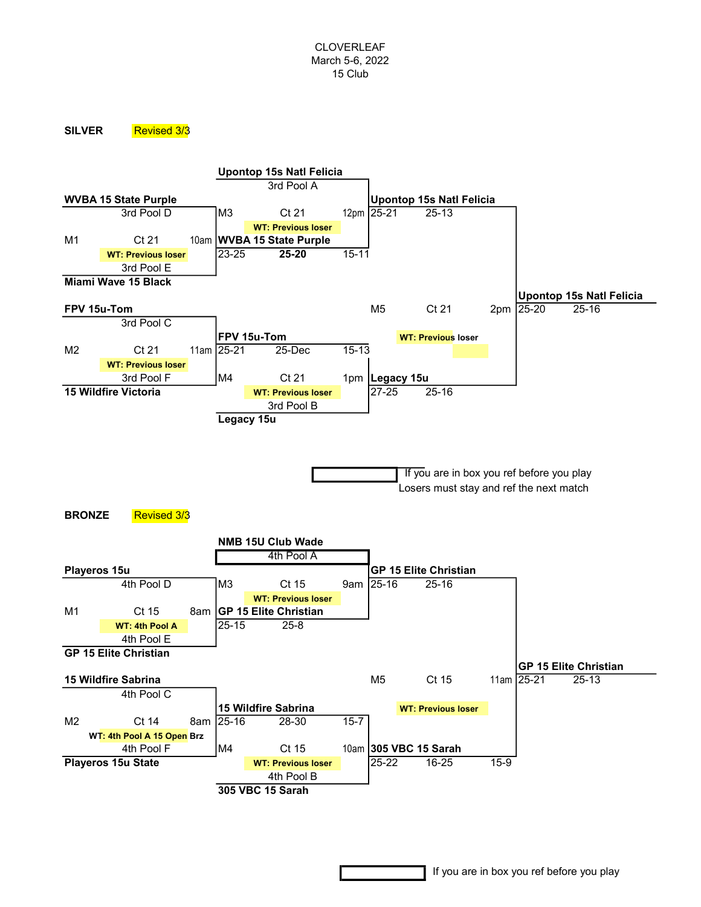CLOVERLEAF
March 5-6, 2022
15 Club

## SILVER

Revised 3/3

| Match | Court | Time | Team 1 | Team 2 | Work Team | Winner | Scores |
|---|---|---|---|---|---|---|---|
| M1 | Ct 21 | 10am | WVBA 15 State Purple (3rd Pool D) | Miami Wave 15 Black (3rd Pool E) | WT: Previous loser | WVBA 15 State Purple | |
| M2 | Ct 21 | 11am | FPV 15u-Tom (3rd Pool C) | 15 Wildfire Victoria (3rd Pool F) | WT: Previous loser | FPV 15u-Tom | 25-21, 25-Dec, 15-13 |
| M3 | Ct 21 | 12pm | Upontop 15s Natl Felicia (3rd Pool A) | WVBA 15 State Purple | WT: Previous loser | Upontop 15s Natl Felicia | 25-21, 25-13 |
| M4 | Ct 21 | 1pm | FPV 15u-Tom | Legacy 15u (3rd Pool B) | WT: Previous loser | Legacy 15u | 27-25, 25-16 |
| M5 | Ct 21 | 2pm | Upontop 15s Natl Felicia | Legacy 15u | WT: Previous loser | Upontop 15s Natl Felicia | 25-20, 25-16 |

WVBA 15 State Purple (M3): 23-25, **25-20**, 15-11

If you are in box you ref before you play
Losers must stay and ref the next match

## BRONZE

Revised 3/3

| Match | Court | Time | Team 1 | Team 2 | Work Team | Winner | Scores |
|---|---|---|---|---|---|---|---|
| M1 | Ct 15 | 8am | Playeros 15u (4th Pool D) | GP 15 Elite Christian (4th Pool E) | WT: 4th Pool A | GP 15 Elite Christian | 25-15, 25-8 |
| M2 | Ct 14 | 8am | 15 Wildfire Sabrina (4th Pool C) | Playeros 15u State (4th Pool F) | WT: 4th Pool A 15 Open Brz | 15 Wildfire Sabrina | 25-16, 28-30, 15-7 |
| M3 | Ct 15 | 9am | NMB 15U Club Wade (4th Pool A) | GP 15 Elite Christian | WT: Previous loser | GP 15 Elite Christian | 25-16, 25-16 |
| M4 | Ct 15 | 10am | 15 Wildfire Sabrina | 305 VBC 15 Sarah (4th Pool B) | WT: Previous loser | 305 VBC 15 Sarah | 25-22, 16-25, 15-9 |
| M5 | Ct 15 | 11am | GP 15 Elite Christian | 305 VBC 15 Sarah | WT: Previous loser | GP 15 Elite Christian | 25-21, 25-13 |

If you are in box you ref before you play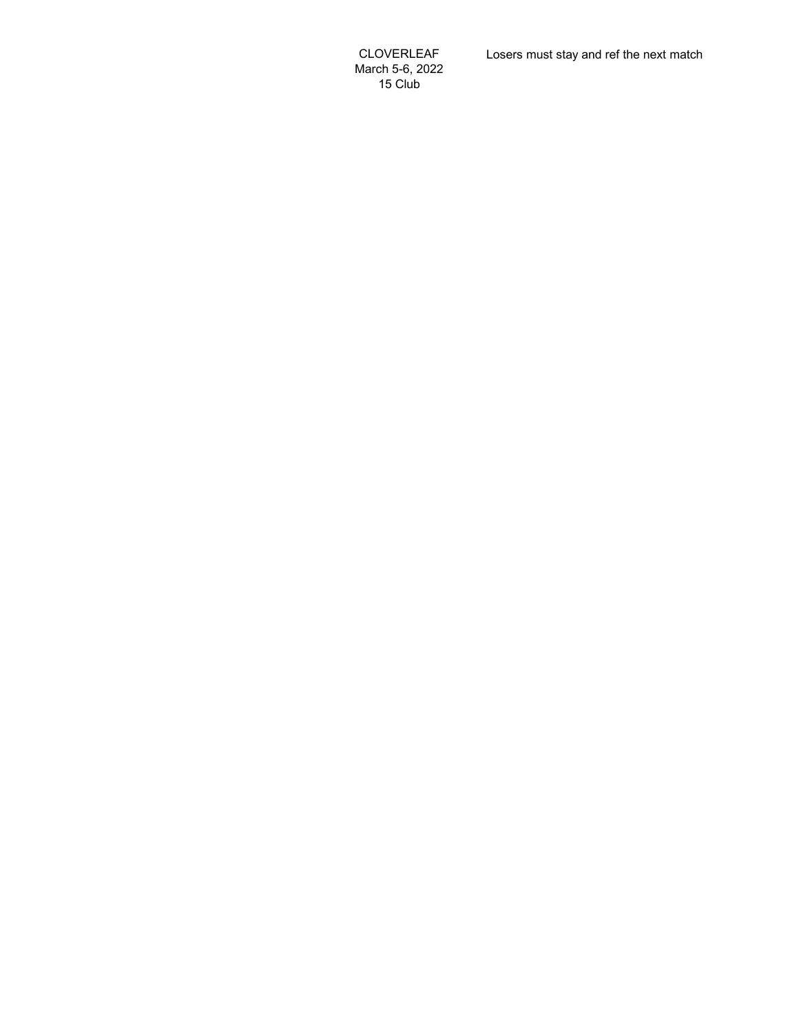CLOVERLEAF
March 5-6, 2022
15 Club

Losers must stay and ref the next match